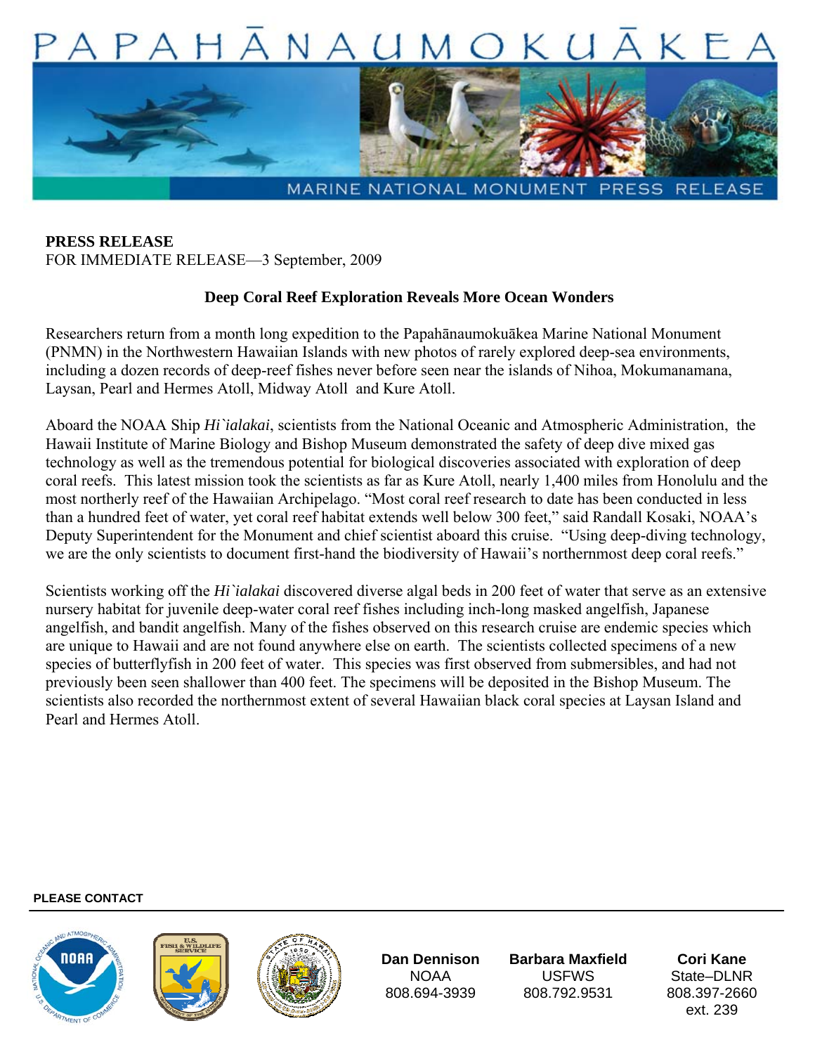# PAPAHĀNAUMOKUĀKEA

MARINE NATIONAL MONUMENT PRESS RELEASE

**PRESS RELEASE**
FOR IMMEDIATE RELEASE—3 September, 2009

**Deep Coral Reef Exploration Reveals More Ocean Wonders**

Researchers return from a month long expedition to the Papahānaumokuākea Marine National Monument (PNMN) in the Northwestern Hawaiian Islands with new photos of rarely explored deep-sea environments, including a dozen records of deep-reef fishes never before seen near the islands of Nihoa, Mokumanamana, Laysan, Pearl and Hermes Atoll, Midway Atoll and Kure Atoll.

Aboard the NOAA Ship *Hi`ialakai*, scientists from the National Oceanic and Atmospheric Administration, the Hawaii Institute of Marine Biology and Bishop Museum demonstrated the safety of deep dive mixed gas technology as well as the tremendous potential for biological discoveries associated with exploration of deep coral reefs. This latest mission took the scientists as far as Kure Atoll, nearly 1,400 miles from Honolulu and the most northerly reef of the Hawaiian Archipelago. "Most coral reef research to date has been conducted in less than a hundred feet of water, yet coral reef habitat extends well below 300 feet," said Randall Kosaki, NOAA's Deputy Superintendent for the Monument and chief scientist aboard this cruise. "Using deep-diving technology, we are the only scientists to document first-hand the biodiversity of Hawaii's northernmost deep coral reefs."

Scientists working off the *Hi`ialakai* discovered diverse algal beds in 200 feet of water that serve as an extensive nursery habitat for juvenile deep-water coral reef fishes including inch-long masked angelfish, Japanese angelfish, and bandit angelfish. Many of the fishes observed on this research cruise are endemic species which are unique to Hawaii and are not found anywhere else on earth. The scientists collected specimens of a new species of butterflyfish in 200 feet of water. This species was first observed from submersibles, and had not previously been seen shallower than 400 feet. The specimens will be deposited in the Bishop Museum. The scientists also recorded the northernmost extent of several Hawaiian black coral species at Laysan Island and Pearl and Hermes Atoll.

**PLEASE CONTACT**

| **Dan Dennison** | **Barbara Maxfield** | **Cori Kane** |
|---|---|---|
| NOAA | USFWS | State–DLNR |
| 808.694-3939 | 808.792.9531 | 808.397-2660 ext. 239 |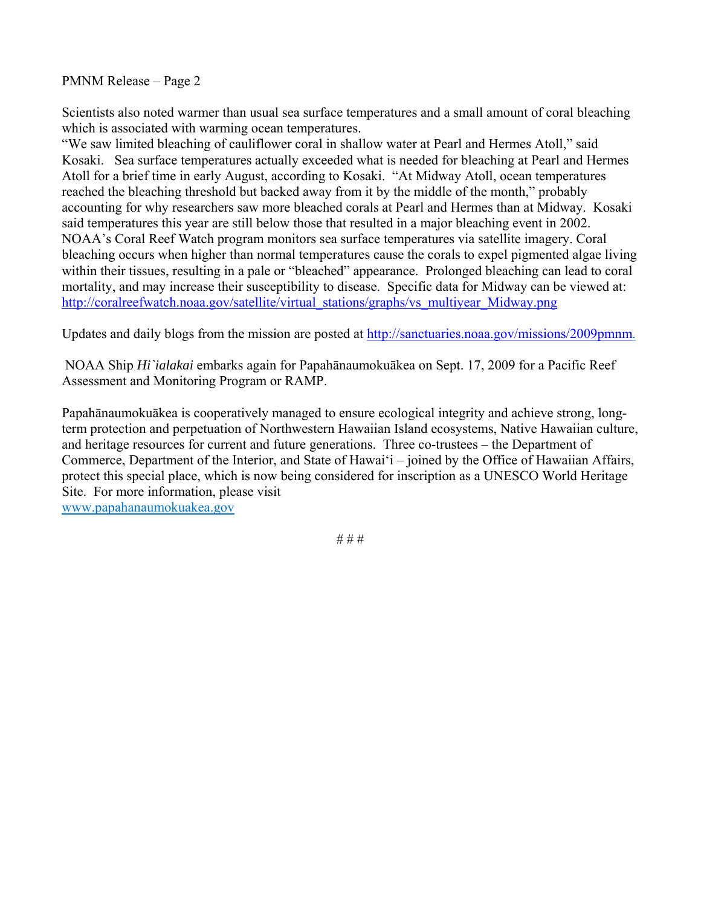Scientists also noted warmer than usual sea surface temperatures and a small amount of coral bleaching which is associated with warming ocean temperatures.

"We saw limited bleaching of cauliflower coral in shallow water at Pearl and Hermes Atoll," said Kosaki. Sea surface temperatures actually exceeded what is needed for bleaching at Pearl and Hermes Atoll for a brief time in early August, according to Kosaki. "At Midway Atoll, ocean temperatures reached the bleaching threshold but backed away from it by the middle of the month," probably accounting for why researchers saw more bleached corals at Pearl and Hermes than at Midway. Kosaki said temperatures this year are still below those that resulted in a major bleaching event in 2002.

NOAA's Coral Reef Watch program monitors sea surface temperatures via satellite imagery. Coral bleaching occurs when higher than normal temperatures cause the corals to expel pigmented algae living within their tissues, resulting in a pale or "bleached" appearance. Prolonged bleaching can lead to coral mortality, and may increase their susceptibility to disease. Specific data for Midway can be viewed at: http://coralreefwatch.noaa.gov/satellite/virtual_stations/graphs/vs_multiyear_Midway.png

Updates and daily blogs from the mission are posted at http://sanctuaries.noaa.gov/missions/2009pmnm.

NOAA Ship *Hi`ialakai* embarks again for Papahānaumokuākea on Sept. 17, 2009 for a Pacific Reef Assessment and Monitoring Program or RAMP.

Papahānaumokuākea is cooperatively managed to ensure ecological integrity and achieve strong, long-term protection and perpetuation of Northwestern Hawaiian Island ecosystems, Native Hawaiian culture, and heritage resources for current and future generations. Three co-trustees – the Department of Commerce, Department of the Interior, and State of Hawai'i – joined by the Office of Hawaiian Affairs, protect this special place, which is now being considered for inscription as a UNESCO World Heritage Site. For more information, please visit www.papahanaumokuakea.gov

# # #